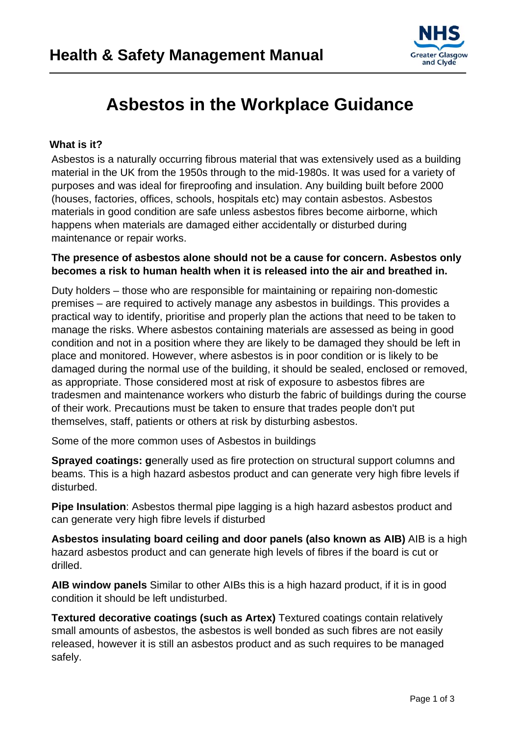# Health & Safety Management Manual

## Asbestos in the Workplace Guidance

### What is it?

Asbestos is a naturally occurring fibrous material that was extensively used as a building material in the UK from the 1950s through to the mid-1980s. It was used for a variety of purposes and was ideal for fireproofing and insulation. Any building built before 2000 (houses, factories, offices, schools, hospitals etc) may contain asbestos. Asbestos materials in good condition are safe unless asbestos fibres become airborne, which happens when materials are damaged either accidentally or disturbed during maintenance or repair works.

**The presence of asbestos alone should not be a cause for concern. Asbestos only becomes a risk to human health when it is released into the air and breathed in.**

Duty holders – those who are responsible for maintaining or repairing non-domestic premises – are required to actively manage any asbestos in buildings. This provides a practical way to identify, prioritise and properly plan the actions that need to be taken to manage the risks. Where asbestos containing materials are assessed as being in good condition and not in a position where they are likely to be damaged they should be left in place and monitored. However, where asbestos is in poor condition or is likely to be damaged during the normal use of the building, it should be sealed, enclosed or removed, as appropriate. Those considered most at risk of exposure to asbestos fibres are tradesmen and maintenance workers who disturb the fabric of buildings during the course of their work. Precautions must be taken to ensure that trades people don't put themselves, staff, patients or others at risk by disturbing asbestos.

Some of the more common uses of Asbestos in buildings

**Sprayed coatings: g**enerally used as fire protection on structural support columns and beams. This is a high hazard asbestos product and can generate very high fibre levels if disturbed.

**Pipe Insulation**: Asbestos thermal pipe lagging is a high hazard asbestos product and can generate very high fibre levels if disturbed

**Asbestos insulating board ceiling and door panels (also known as AIB)** AIB is a high hazard asbestos product and can generate high levels of fibres if the board is cut or drilled.

**AIB window panels** Similar to other AIBs this is a high hazard product, if it is in good condition it should be left undisturbed.

**Textured decorative coatings (such as Artex)** Textured coatings contain relatively small amounts of asbestos, the asbestos is well bonded as such fibres are not easily released, however it is still an asbestos product and as such requires to be managed safely.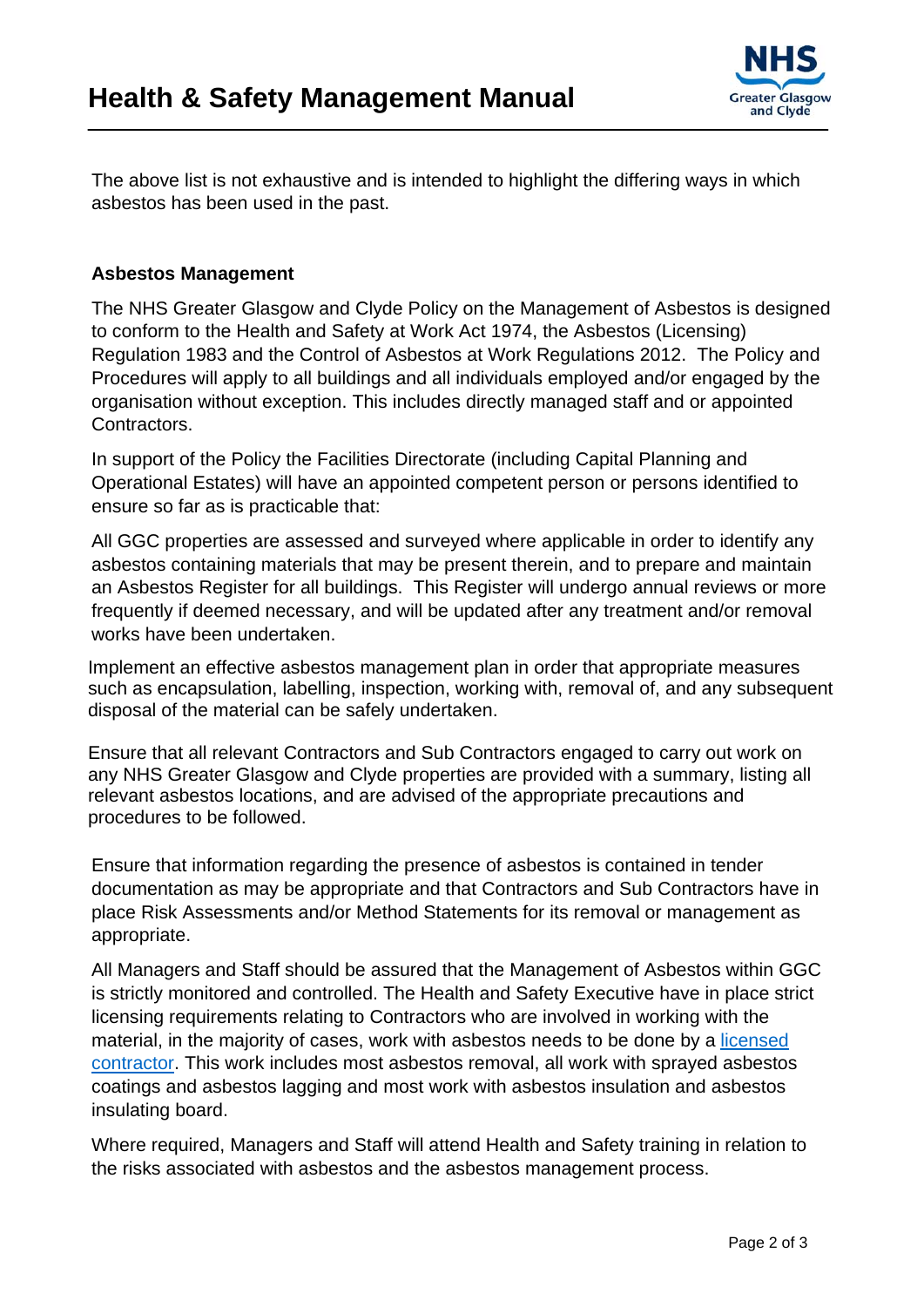The above list is not exhaustive and is intended to highlight the differing ways in which asbestos has been used in the past.

**Asbestos Management**

The NHS Greater Glasgow and Clyde Policy on the Management of Asbestos is designed to conform to the Health and Safety at Work Act 1974, the Asbestos (Licensing) Regulation 1983 and the Control of Asbestos at Work Regulations 2012. The Policy and Procedures will apply to all buildings and all individuals employed and/or engaged by the organisation without exception. This includes directly managed staff and or appointed Contractors.

In support of the Policy the Facilities Directorate (including Capital Planning and Operational Estates) will have an appointed competent person or persons identified to ensure so far as is practicable that:

All GGC properties are assessed and surveyed where applicable in order to identify any asbestos containing materials that may be present therein, and to prepare and maintain an Asbestos Register for all buildings. This Register will undergo annual reviews or more frequently if deemed necessary, and will be updated after any treatment and/or removal works have been undertaken.

Implement an effective asbestos management plan in order that appropriate measures such as encapsulation, labelling, inspection, working with, removal of, and any subsequent disposal of the material can be safely undertaken.

Ensure that all relevant Contractors and Sub Contractors engaged to carry out work on any NHS Greater Glasgow and Clyde properties are provided with a summary, listing all relevant asbestos locations, and are advised of the appropriate precautions and procedures to be followed.

Ensure that information regarding the presence of asbestos is contained in tender documentation as may be appropriate and that Contractors and Sub Contractors have in place Risk Assessments and/or Method Statements for its removal or management as appropriate.

All Managers and Staff should be assured that the Management of Asbestos within GGC is strictly monitored and controlled. The Health and Safety Executive have in place strict licensing requirements relating to Contractors who are involved in working with the material, in the majority of cases, work with asbestos needs to be done by a licensed contractor. This work includes most asbestos removal, all work with sprayed asbestos coatings and asbestos lagging and most work with asbestos insulation and asbestos insulating board.

Where required, Managers and Staff will attend Health and Safety training in relation to the risks associated with asbestos and the asbestos management process.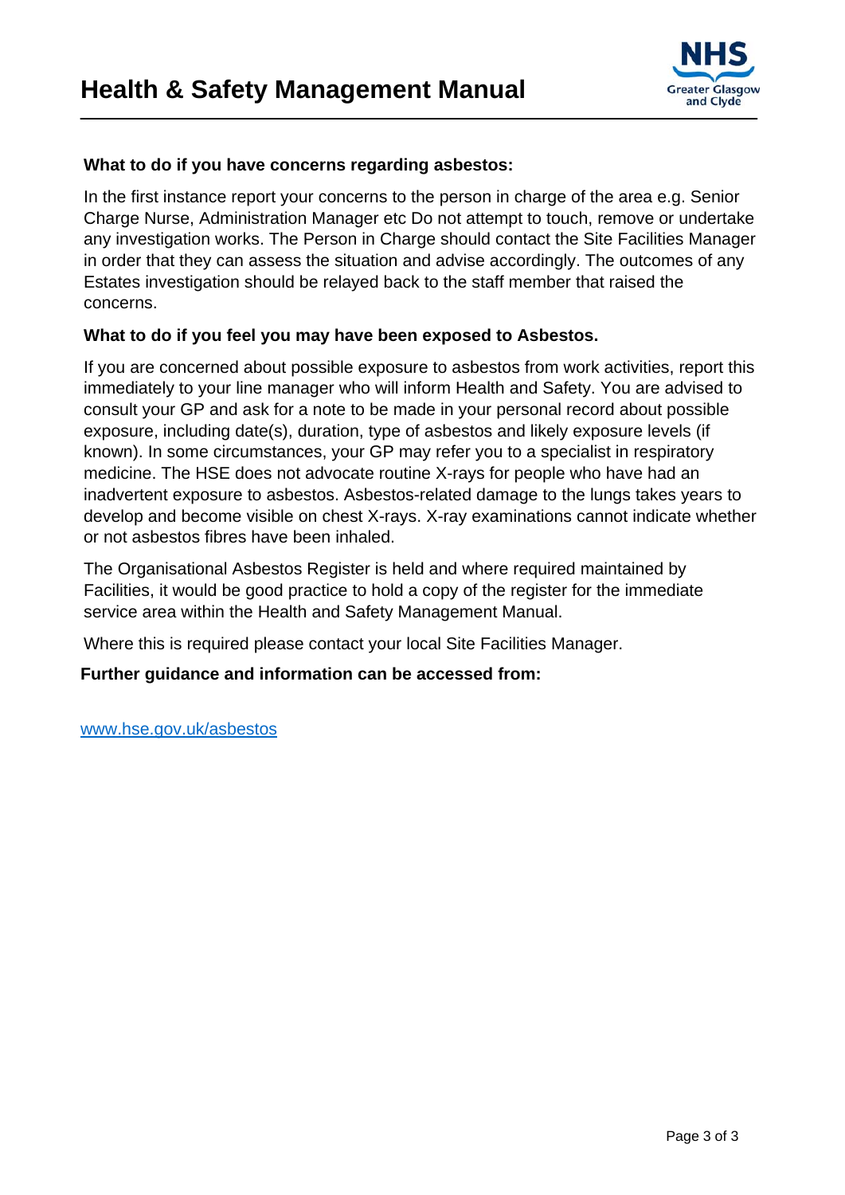**What to do if you have concerns regarding asbestos:**

In the first instance report your concerns to the person in charge of the area e.g. Senior Charge Nurse, Administration Manager etc Do not attempt to touch, remove or undertake any investigation works. The Person in Charge should contact the Site Facilities Manager in order that they can assess the situation and advise accordingly. The outcomes of any Estates investigation should be relayed back to the staff member that raised the concerns.

**What to do if you feel you may have been exposed to Asbestos.**

If you are concerned about possible exposure to asbestos from work activities, report this immediately to your line manager who will inform Health and Safety. You are advised to consult your GP and ask for a note to be made in your personal record about possible exposure, including date(s), duration, type of asbestos and likely exposure levels (if known). In some circumstances, your GP may refer you to a specialist in respiratory medicine. The HSE does not advocate routine X-rays for people who have had an inadvertent exposure to asbestos. Asbestos-related damage to the lungs takes years to develop and become visible on chest X-rays. X-ray examinations cannot indicate whether or not asbestos fibres have been inhaled.

The Organisational Asbestos Register is held and where required maintained by Facilities, it would be good practice to hold a copy of the register for the immediate service area within the Health and Safety Management Manual.

Where this is required please contact your local Site Facilities Manager.

**Further guidance and information can be accessed from:**

www.hse.gov.uk/asbestos